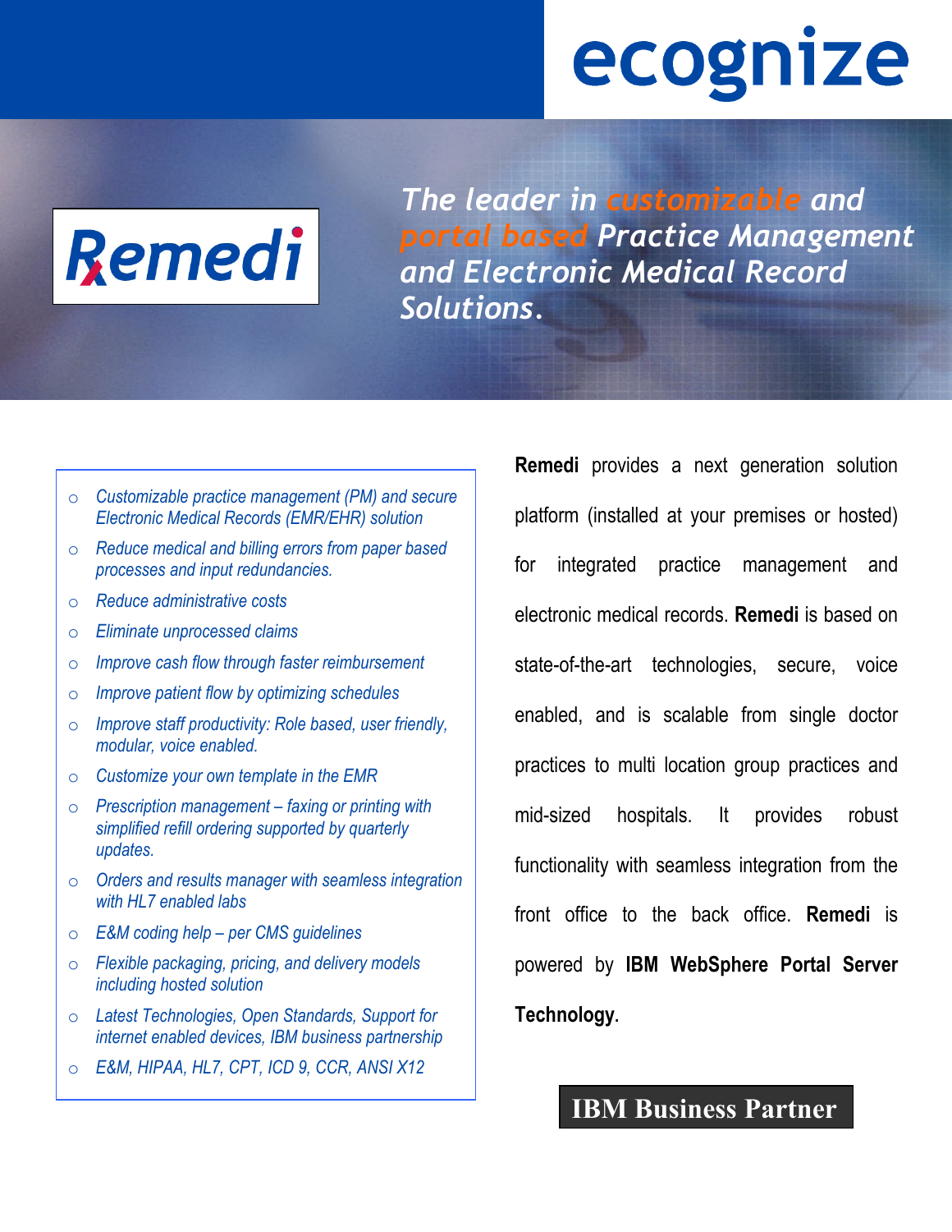# ecognize

# Remedi

*The leader in customizable and portal based Practice Management and Electronic Medical Record Solutions.*

- *Customizable practice management (PM) and secure Electronic Medical Records (EMR/EHR) solution*
- *Reduce medical and billing errors from paper based processes and input redundancies.*
- *Reduce administrative costs*
- *Eliminate unprocessed claims*
- *Improve cash flow through faster reimbursement*
- *Improve patient flow by optimizing schedules*
- *Improve staff productivity: Role based, user friendly, modular, voice enabled.*
- *Customize your own template in the EMR*
- *Prescription management – faxing or printing with simplified refill ordering supported by quarterly updates.*
- *Orders and results manager with seamless integration with HL7 enabled labs*
- *E&M coding help – per CMS guidelines*
- *Flexible packaging, pricing, and delivery models including hosted solution*
- *Latest Technologies, Open Standards, Support for internet enabled devices, IBM business partnership*
- *E&M, HIPAA, HL7, CPT, ICD 9, CCR, ANSI X12*

**Remedi** provides a next generation solution platform (installed at your premises or hosted) for integrated practice management and electronic medical records. **Remedi** is based on state-of-the-art technologies, secure, voice enabled, and is scalable from single doctor practices to multi location group practices and mid-sized hospitals. It provides robust functionality with seamless integration from the front office to the back office. **Remedi** is powered by **IBM WebSphere Portal Server Technology**.

**IBM Business Partner**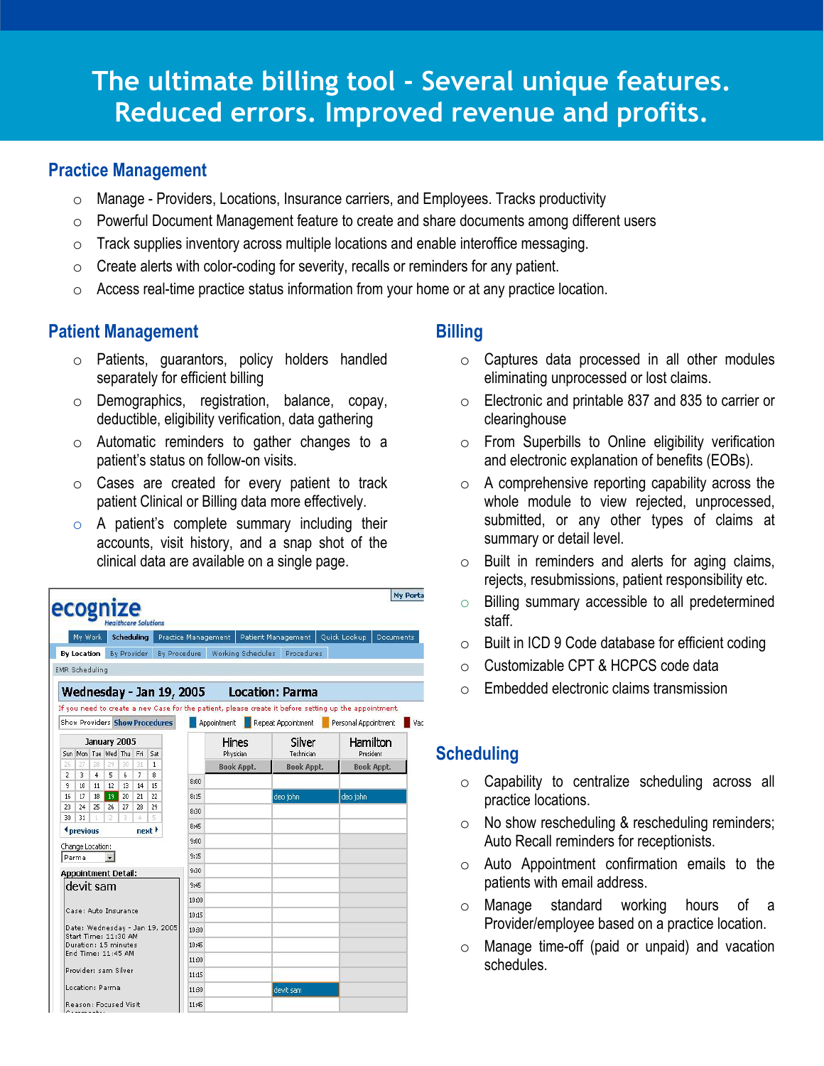# The ultimate billing tool - Several unique features. Reduced errors. Improved revenue and profits.

## Practice Management

- Manage - Providers, Locations, Insurance carriers, and Employees. Tracks productivity
- Powerful Document Management feature to create and share documents among different users
- Track supplies inventory across multiple locations and enable interoffice messaging.
- Create alerts with color-coding for severity, recalls or reminders for any patient.
- Access real-time practice status information from your home or at any practice location.

## Patient Management

- Patients, guarantors, policy holders handled separately for efficient billing
- Demographics, registration, balance, copay, deductible, eligibility verification, data gathering
- Automatic reminders to gather changes to a patient's status on follow-on visits.
- Cases are created for every patient to track patient Clinical or Billing data more effectively.
- A patient's complete summary including their accounts, visit history, and a snap shot of the clinical data are available on a single page.

## Billing

- Captures data processed in all other modules eliminating unprocessed or lost claims.
- Electronic and printable 837 and 835 to carrier or clearinghouse
- From Superbills to Online eligibility verification and electronic explanation of benefits (EOBs).
- A comprehensive reporting capability across the whole module to view rejected, unprocessed, submitted, or any other types of claims at summary or detail level.
- Built in reminders and alerts for aging claims, rejects, resubmissions, patient responsibility etc.
- Billing summary accessible to all predetermined staff.
- Built in ICD 9 Code database for efficient coding
- Customizable CPT & HCPCS code data
- Embedded electronic claims transmission

## Scheduling

- Capability to centralize scheduling across all practice locations.
- No show rescheduling & rescheduling reminders; Auto Recall reminders for receptionists.
- Auto Appointment confirmation emails to the patients with email address.
- Manage standard working hours of a Provider/employee based on a practice location.
- Manage time-off (paid or unpaid) and vacation schedules.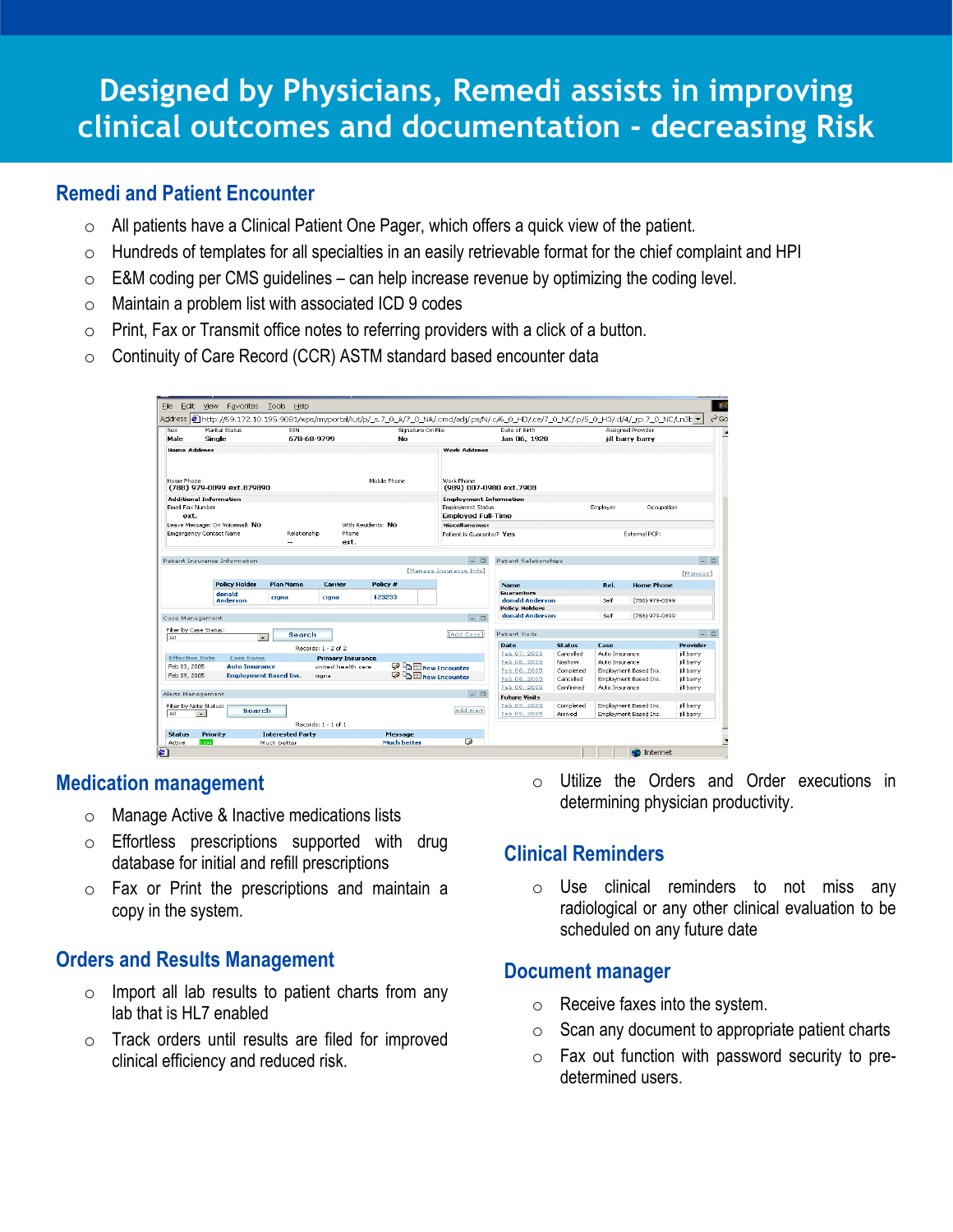# Designed by Physicians, Remedi assists in improving clinical outcomes and documentation - decreasing Risk

## Remedi and Patient Encounter

- All patients have a Clinical Patient One Pager, which offers a quick view of the patient.
- Hundreds of templates for all specialties in an easily retrievable format for the chief complaint and HPI
- E&M coding per CMS guidelines – can help increase revenue by optimizing the coding level.
- Maintain a problem list with associated ICD 9 codes
- Print, Fax or Transmit office notes to referring providers with a click of a button.
- Continuity of Care Record (CCR) ASTM standard based encounter data

## Medication management

- Manage Active & Inactive medications lists
- Effortless prescriptions supported with drug database for initial and refill prescriptions
- Fax or Print the prescriptions and maintain a copy in the system.

## Orders and Results Management

- Import all lab results to patient charts from any lab that is HL7 enabled
- Track orders until results are filed for improved clinical efficiency and reduced risk.
- Utilize the Orders and Order executions in determining physician productivity.

## Clinical Reminders

- Use clinical reminders to not miss any radiological or any other clinical evaluation to be scheduled on any future date

## Document manager

- Receive faxes into the system.
- Scan any document to appropriate patient charts
- Fax out function with password security to pre-determined users.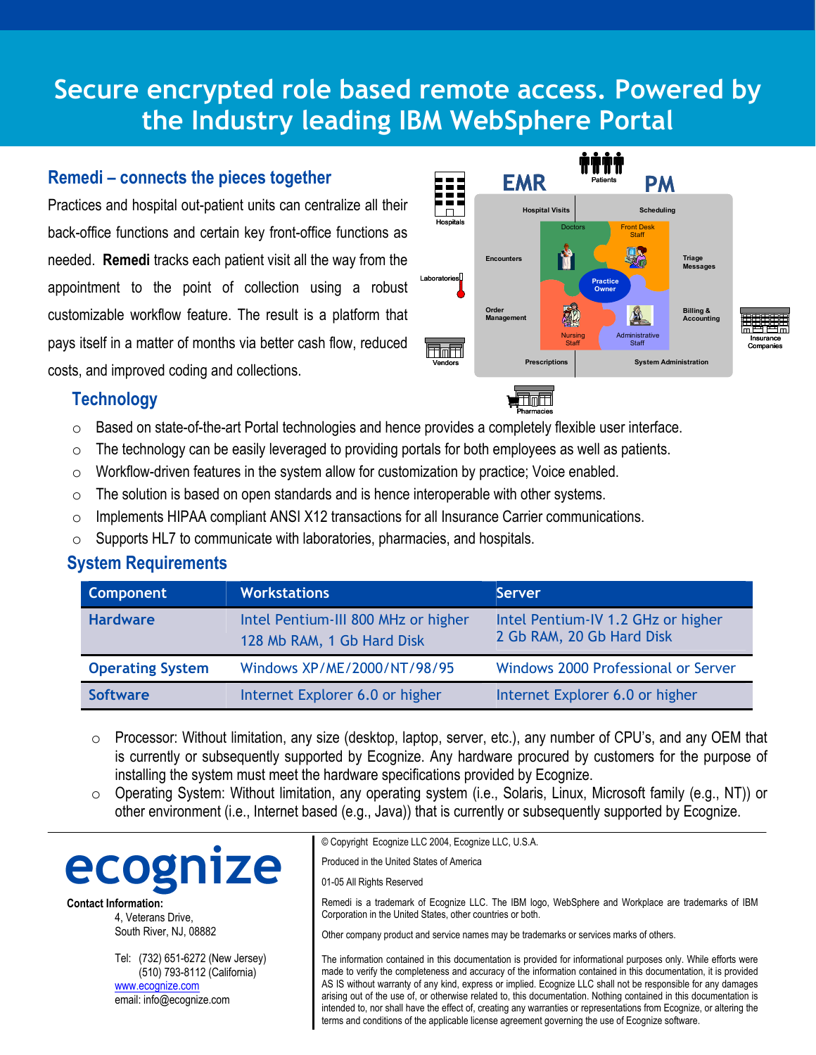# Secure encrypted role based remote access. Powered by the Industry leading IBM WebSphere Portal

## Remedi – connects the pieces together

Practices and hospital out-patient units can centralize all their back-office functions and certain key front-office functions as needed. **Remedi** tracks each patient visit all the way from the appointment to the point of collection using a robust customizable workflow feature. The result is a platform that pays itself in a matter of months via better cash flow, reduced costs, and improved coding and collections.

EMR
PM
Patients
Hospitals
Laboratories
Vendors
Insurance Companies
Pharmacies
Hospital Visits
Scheduling
Encounters
Triage Messages
Order Management
Billing & Accounting
Prescriptions
System Administration
Doctors
Front Desk Staff
Practice Owner
Nursing Staff
Administrative Staff

## Technology

- Based on state-of-the-art Portal technologies and hence provides a completely flexible user interface.
- The technology can be easily leveraged to providing portals for both employees as well as patients.
- Workflow-driven features in the system allow for customization by practice; Voice enabled.
- The solution is based on open standards and is hence interoperable with other systems.
- Implements HIPAA compliant ANSI X12 transactions for all Insurance Carrier communications.
- Supports HL7 to communicate with laboratories, pharmacies, and hospitals.

## System Requirements

| Component | Workstations | Server |
|---|---|---|
| Hardware | Intel Pentium-III 800 MHz or higher<br>128 Mb RAM, 1 Gb Hard Disk | Intel Pentium-IV 1.2 GHz or higher<br>2 Gb RAM, 20 Gb Hard Disk |
| Operating System | Windows XP/ME/2000/NT/98/95 | Windows 2000 Professional or Server |
| Software | Internet Explorer 6.0 or higher | Internet Explorer 6.0 or higher |

- Processor: Without limitation, any size (desktop, laptop, server, etc.), any number of CPU's, and any OEM that is currently or subsequently supported by Ecognize. Any hardware procured by customers for the purpose of installing the system must meet the hardware specifications provided by Ecognize.
- Operating System: Without limitation, any operating system (i.e., Solaris, Linux, Microsoft family (e.g., NT)) or other environment (i.e., Internet based (e.g., Java)) that is currently or subsequently supported by Ecognize.

**ecognize**

**Contact Information:**

4, Veterans Drive,
South River, NJ, 08882

Tel: (732) 651-6272 (New Jersey)
(510) 793-8112 (California)
www.ecognize.com
email: info@ecognize.com

© Copyright Ecognize LLC 2004, Ecognize LLC, U.S.A.

Produced in the United States of America

01-05 All Rights Reserved

Remedi is a trademark of Ecognize LLC. The IBM logo, WebSphere and Workplace are trademarks of IBM Corporation in the United States, other countries or both.

Other company product and service names may be trademarks or services marks of others.

The information contained in this documentation is provided for informational purposes only. While efforts were made to verify the completeness and accuracy of the information contained in this documentation, it is provided AS IS without warranty of any kind, express or implied. Ecognize LLC shall not be responsible for any damages arising out of the use of, or otherwise related to, this documentation. Nothing contained in this documentation is intended to, nor shall have the effect of, creating any warranties or representations from Ecognize, or altering the terms and conditions of the applicable license agreement governing the use of Ecognize software.